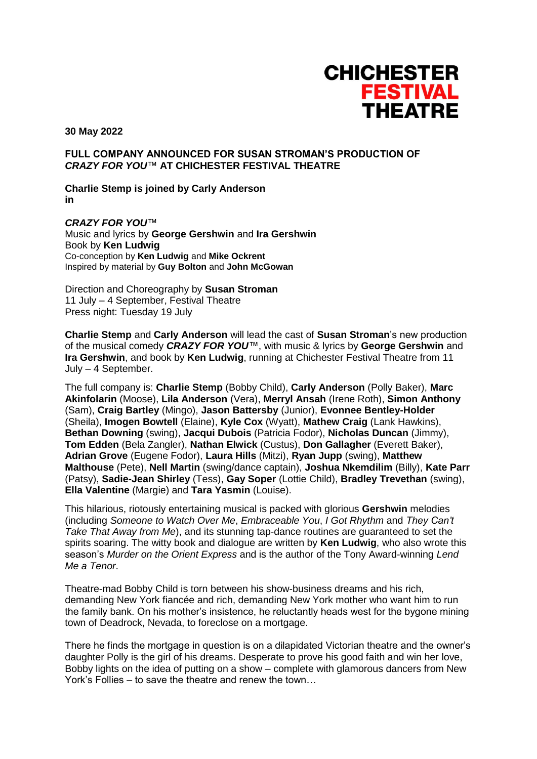**CHICHESTER FESTIVAL THEATRE**

**30 May 2022**

**FULL COMPANY ANNOUNCED FOR SUSAN STROMAN'S PRODUCTION OF *CRAZY FOR YOU*™ AT CHICHESTER FESTIVAL THEATRE**

**Charlie Stemp is joined by Carly Anderson**
**in**

***CRAZY FOR YOU*™**
Music and lyrics by **George Gershwin** and **Ira Gershwin**
Book by **Ken Ludwig**
Co-conception by **Ken Ludwig** and **Mike Ockrent**
Inspired by material by **Guy Bolton** and **John McGowan**

Direction and Choreography by **Susan Stroman**
11 July – 4 September, Festival Theatre
Press night: Tuesday 19 July

**Charlie Stemp** and **Carly Anderson** will lead the cast of **Susan Stroman**'s new production of the musical comedy ***CRAZY FOR YOU*™**, with music & lyrics by **George Gershwin** and **Ira Gershwin**, and book by **Ken Ludwig**, running at Chichester Festival Theatre from 11 July – 4 September.

The full company is: **Charlie Stemp** (Bobby Child), **Carly Anderson** (Polly Baker), **Marc Akinfolarin** (Moose), **Lila Anderson** (Vera), **Merryl Ansah** (Irene Roth), **Simon Anthony** (Sam), **Craig Bartley** (Mingo), **Jason Battersby** (Junior), **Evonnee Bentley-Holder** (Sheila), **Imogen Bowtell** (Elaine), **Kyle Cox** (Wyatt), **Mathew Craig** (Lank Hawkins), **Bethan Downing** (swing), **Jacqui Dubois** (Patricia Fodor), **Nicholas Duncan** (Jimmy), **Tom Edden** (Bela Zangler), **Nathan Elwick** (Custus), **Don Gallagher** (Everett Baker), **Adrian Grove** (Eugene Fodor), **Laura Hills** (Mitzi), **Ryan Jupp** (swing), **Matthew Malthouse** (Pete), **Nell Martin** (swing/dance captain), **Joshua Nkemdilim** (Billy), **Kate Parr** (Patsy), **Sadie-Jean Shirley** (Tess), **Gay Soper** (Lottie Child), **Bradley Trevethan** (swing), **Ella Valentine** (Margie) and **Tara Yasmin** (Louise).

This hilarious, riotously entertaining musical is packed with glorious **Gershwin** melodies (including *Someone to Watch Over Me*, *Embraceable You*, *I Got Rhythm* and *They Can't Take That Away from Me*), and its stunning tap-dance routines are guaranteed to set the spirits soaring. The witty book and dialogue are written by **Ken Ludwig**, who also wrote this season's *Murder on the Orient Express* and is the author of the Tony Award-winning *Lend Me a Tenor*.

Theatre-mad Bobby Child is torn between his show-business dreams and his rich, demanding New York fiancée and rich, demanding New York mother who want him to run the family bank. On his mother's insistence, he reluctantly heads west for the bygone mining town of Deadrock, Nevada, to foreclose on a mortgage.

There he finds the mortgage in question is on a dilapidated Victorian theatre and the owner's daughter Polly is the girl of his dreams. Desperate to prove his good faith and win her love, Bobby lights on the idea of putting on a show – complete with glamorous dancers from New York's Follies – to save the theatre and renew the town…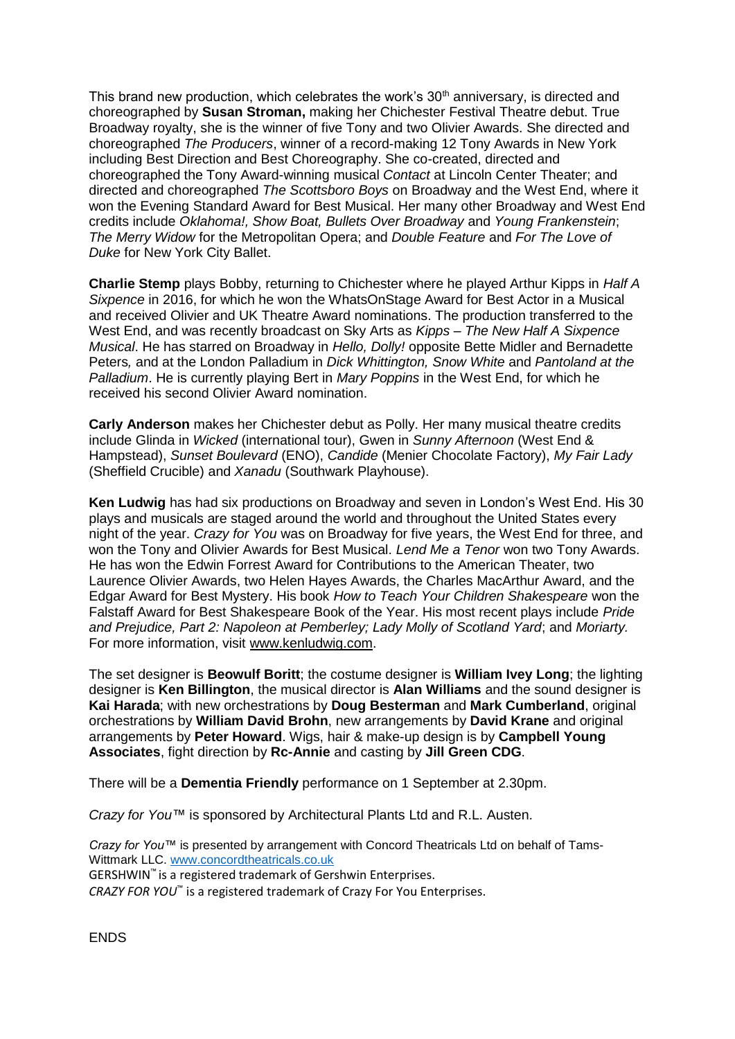This brand new production, which celebrates the work's 30th anniversary, is directed and choreographed by **Susan Stroman,** making her Chichester Festival Theatre debut. True Broadway royalty, she is the winner of five Tony and two Olivier Awards. She directed and choreographed *The Producers*, winner of a record-making 12 Tony Awards in New York including Best Direction and Best Choreography. She co-created, directed and choreographed the Tony Award-winning musical *Contact* at Lincoln Center Theater; and directed and choreographed *The Scottsboro Boys* on Broadway and the West End, where it won the Evening Standard Award for Best Musical. Her many other Broadway and West End credits include *Oklahoma!, Show Boat, Bullets Over Broadway* and *Young Frankenstein*; *The Merry Widow* for the Metropolitan Opera; and *Double Feature* and *For The Love of Duke* for New York City Ballet.

**Charlie Stemp** plays Bobby, returning to Chichester where he played Arthur Kipps in *Half A Sixpence* in 2016, for which he won the WhatsOnStage Award for Best Actor in a Musical and received Olivier and UK Theatre Award nominations. The production transferred to the West End, and was recently broadcast on Sky Arts as *Kipps – The New Half A Sixpence Musical*. He has starred on Broadway in *Hello, Dolly!* opposite Bette Midler and Bernadette Peters*,* and at the London Palladium in *Dick Whittington, Snow White* and *Pantoland at the Palladium*. He is currently playing Bert in *Mary Poppins* in the West End, for which he received his second Olivier Award nomination.

**Carly Anderson** makes her Chichester debut as Polly. Her many musical theatre credits include Glinda in *Wicked* (international tour), Gwen in *Sunny Afternoon* (West End & Hampstead), *Sunset Boulevard* (ENO), *Candide* (Menier Chocolate Factory), *My Fair Lady* (Sheffield Crucible) and *Xanadu* (Southwark Playhouse).

**Ken Ludwig** has had six productions on Broadway and seven in London's West End. His 30 plays and musicals are staged around the world and throughout the United States every night of the year. *Crazy for You* was on Broadway for five years, the West End for three, and won the Tony and Olivier Awards for Best Musical. *Lend Me a Tenor* won two Tony Awards. He has won the Edwin Forrest Award for Contributions to the American Theater, two Laurence Olivier Awards, two Helen Hayes Awards, the Charles MacArthur Award, and the Edgar Award for Best Mystery. His book *How to Teach Your Children Shakespeare* won the Falstaff Award for Best Shakespeare Book of the Year. His most recent plays include *Pride and Prejudice, Part 2: Napoleon at Pemberley; Lady Molly of Scotland Yard*; and *Moriarty.* For more information, visit www.kenludwig.com.

The set designer is **Beowulf Boritt**; the costume designer is **William Ivey Long**; the lighting designer is **Ken Billington**, the musical director is **Alan Williams** and the sound designer is **Kai Harada**; with new orchestrations by **Doug Besterman** and **Mark Cumberland**, original orchestrations by **William David Brohn**, new arrangements by **David Krane** and original arrangements by **Peter Howard**. Wigs, hair & make-up design is by **Campbell Young Associates**, fight direction by **Rc-Annie** and casting by **Jill Green CDG**.

There will be a **Dementia Friendly** performance on 1 September at 2.30pm.

*Crazy for You™* is sponsored by Architectural Plants Ltd and R.L. Austen.

*Crazy for You™* is presented by arrangement with Concord Theatricals Ltd on behalf of Tams-Wittmark LLC. www.concordtheatricals.co.uk
GERSHWIN™ is a registered trademark of Gershwin Enterprises.
*CRAZY FOR YOU™* is a registered trademark of Crazy For You Enterprises.

ENDS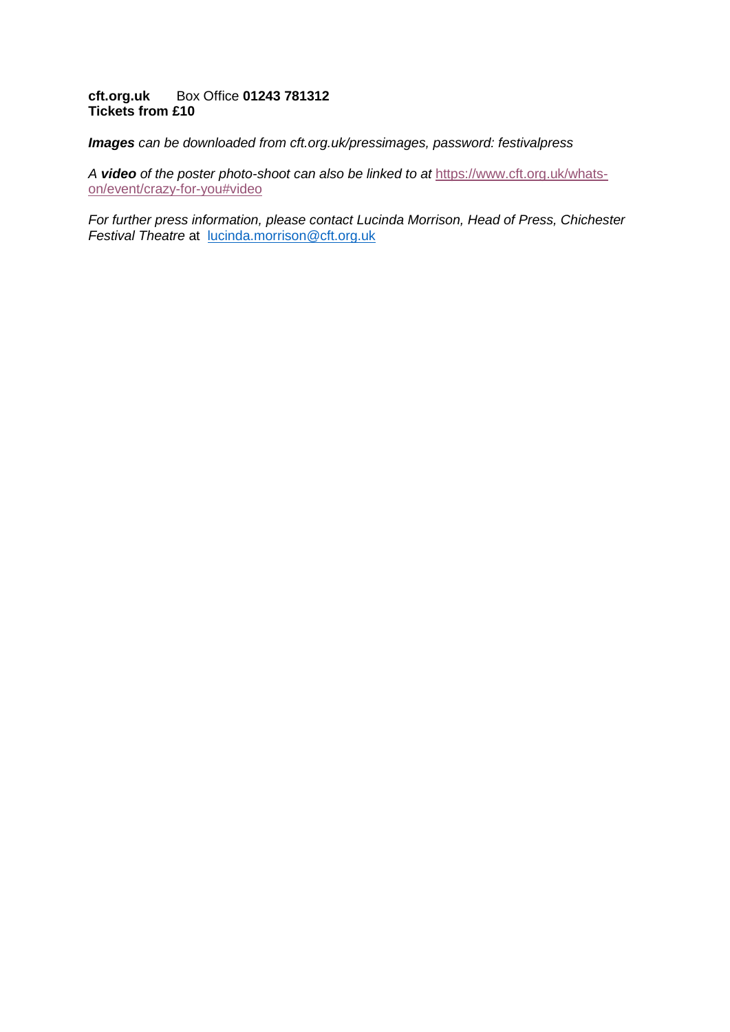**cft.org.uk** Box Office **01243 781312**
**Tickets from £10**

***Images** can be downloaded from cft.org.uk/pressimages, password: festivalpress*

*A **video** of the poster photo-shoot can also be linked to at* https://www.cft.org.uk/whats-on/event/crazy-for-you#video

*For further press information, please contact Lucinda Morrison, Head of Press, Chichester Festival Theatre* at lucinda.morrison@cft.org.uk